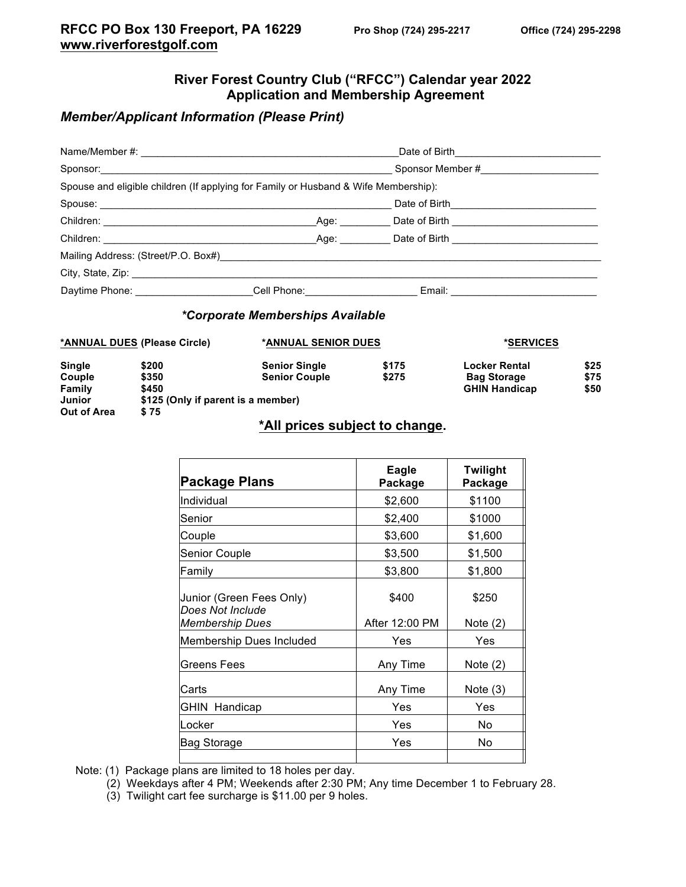**RFCC PO Box 130 Freeport, PA 16229** **Pro Shop (724) 295-2217** **Office (724) 295-2298**
**www.riverforestgolf.com**

## River Forest Country Club ("RFCC") Calendar year 2022
## Application and Membership Agreement

### *Member/Applicant Information (Please Print)*

Name/Member #: _______________________________________________Date of Birth__________________________

Sponsor:_______________________________________________________ Sponsor Member #_____________________

Spouse and eligible children (If applying for Family or Husband & Wife Membership):

Spouse: _______________________________________________________ Date of Birth__________________________

Children: ________________________________________Age: _________ Date of Birth __________________________

Children: ________________________________________Age: _________ Date of Birth __________________________

Mailing Address: (Street/P.O. Box#)_________________________________________________________________________

City, State, Zip: ____________________________________________________________________________________________

Daytime Phone: _____________________Cell Phone:____________________ Email: __________________________

***\*Corporate Memberships Available***

| **\*ANNUAL DUES (Please Circle)** | | **\*ANNUAL SENIOR DUES** | | **\*SERVICES** | |
|---|---|---|---|---|---|
| **Single** | **$200** | **Senior Single** | **$175** | **Locker Rental** | **$25** |
| **Couple** | **$350** | **Senior Couple** | **$275** | **Bag Storage** | **$75** |
| **Family** | **$450** | | | **GHIN Handicap** | **$50** |
| **Junior** | **$125 (Only if parent is a member)** | | | | |
| **Out of Area** | **$ 75** | | | | |

**\*All prices subject to change.**

| **Package Plans** | **Eagle Package** | **Twilight Package** |
|---|---|---|
| Individual | $2,600 | $1100 |
| Senior | $2,400 | $1000 |
| Couple | $3,600 | $1,600 |
| Senior Couple | $3,500 | $1,500 |
| Family | $3,800 | $1,800 |
| Junior (Green Fees Only) *Does Not Include Membership Dues* | $400 After 12:00 PM | $250 Note (2) |
| Membership Dues Included | Yes | Yes |
| Greens Fees | Any Time | Note (2) |
| Carts | Any Time | Note (3) |
| GHIN Handicap | Yes | Yes |
| Locker | Yes | No |
| Bag Storage | Yes | No |
| | | |

Note: (1) Package plans are limited to 18 holes per day.
(2) Weekdays after 4 PM; Weekends after 2:30 PM; Any time December 1 to February 28.
(3) Twilight cart fee surcharge is $11.00 per 9 holes.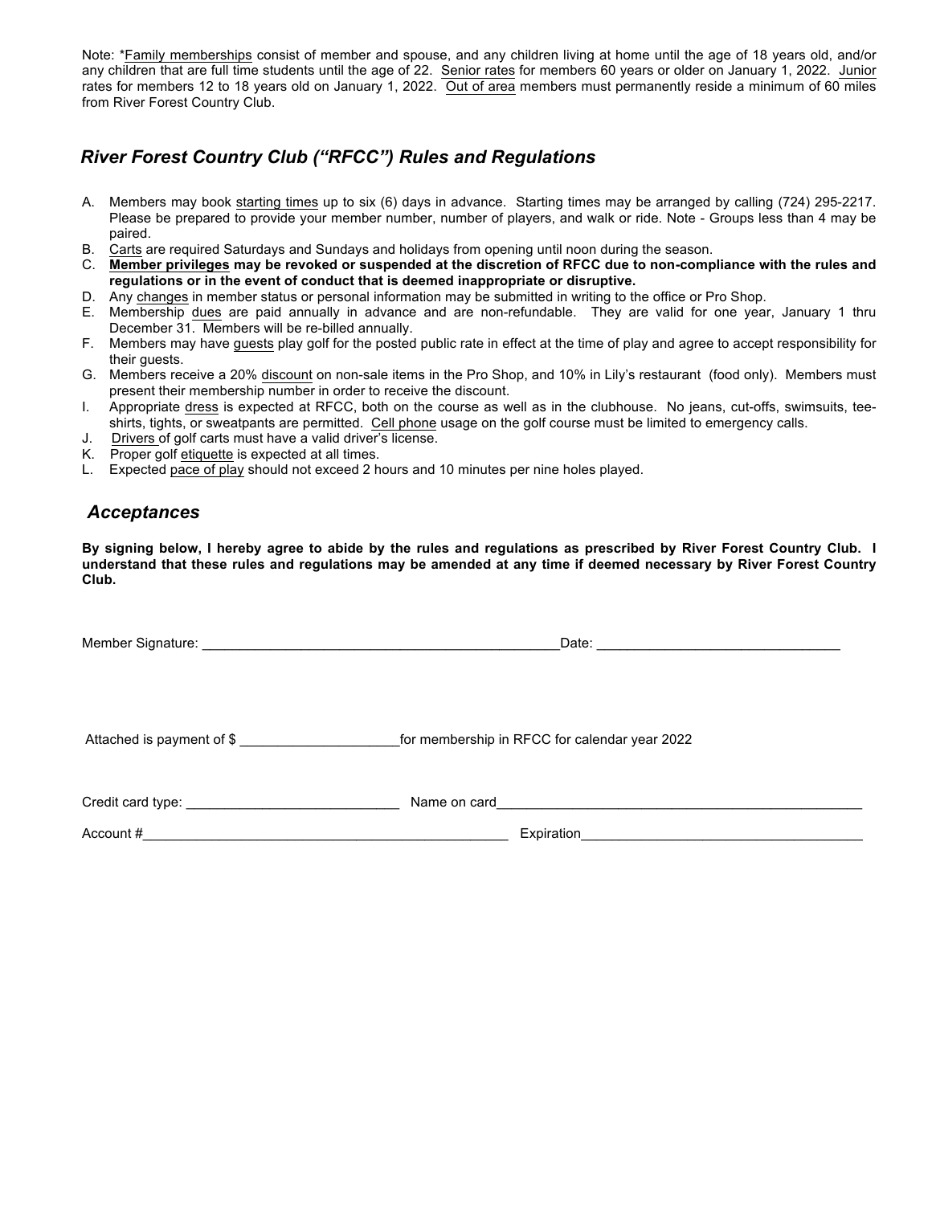Note: *Family memberships consist of member and spouse, and any children living at home until the age of 18 years old, and/or any children that are full time students until the age of 22. Senior rates for members 60 years or older on January 1, 2022. Junior rates for members 12 to 18 years old on January 1, 2022. Out of area members must permanently reside a minimum of 60 miles from River Forest Country Club.

## *River Forest Country Club ("RFCC") Rules and Regulations*

A. Members may book starting times up to six (6) days in advance. Starting times may be arranged by calling (724) 295-2217. Please be prepared to provide your member number, number of players, and walk or ride. Note - Groups less than 4 may be paired.
B. Carts are required Saturdays and Sundays and holidays from opening until noon during the season.
C. **Member privileges may be revoked or suspended at the discretion of RFCC due to non-compliance with the rules and regulations or in the event of conduct that is deemed inappropriate or disruptive.**
D. Any changes in member status or personal information may be submitted in writing to the office or Pro Shop.
E. Membership dues are paid annually in advance and are non-refundable. They are valid for one year, January 1 thru December 31. Members will be re-billed annually.
F. Members may have guests play golf for the posted public rate in effect at the time of play and agree to accept responsibility for their guests.
G. Members receive a 20% discount on non-sale items in the Pro Shop, and 10% in Lily's restaurant (food only). Members must present their membership number in order to receive the discount.
I. Appropriate dress is expected at RFCC, both on the course as well as in the clubhouse. No jeans, cut-offs, swimsuits, tee-shirts, tights, or sweatpants are permitted. Cell phone usage on the golf course must be limited to emergency calls.
J. Drivers of golf carts must have a valid driver's license.
K. Proper golf etiquette is expected at all times.
L. Expected pace of play should not exceed 2 hours and 10 minutes per nine holes played.

## *Acceptances*

**By signing below, I hereby agree to abide by the rules and regulations as prescribed by River Forest Country Club. I understand that these rules and regulations may be amended at any time if deemed necessary by River Forest Country Club.**

Member Signature: ______________________________________________ Date: _______________________________

Attached is payment of $ ____________________ for membership in RFCC for calendar year 2022

Credit card type: ___________________________ Name on card_________________________________________________

Account #_______________________________________________ Expiration____________________________________